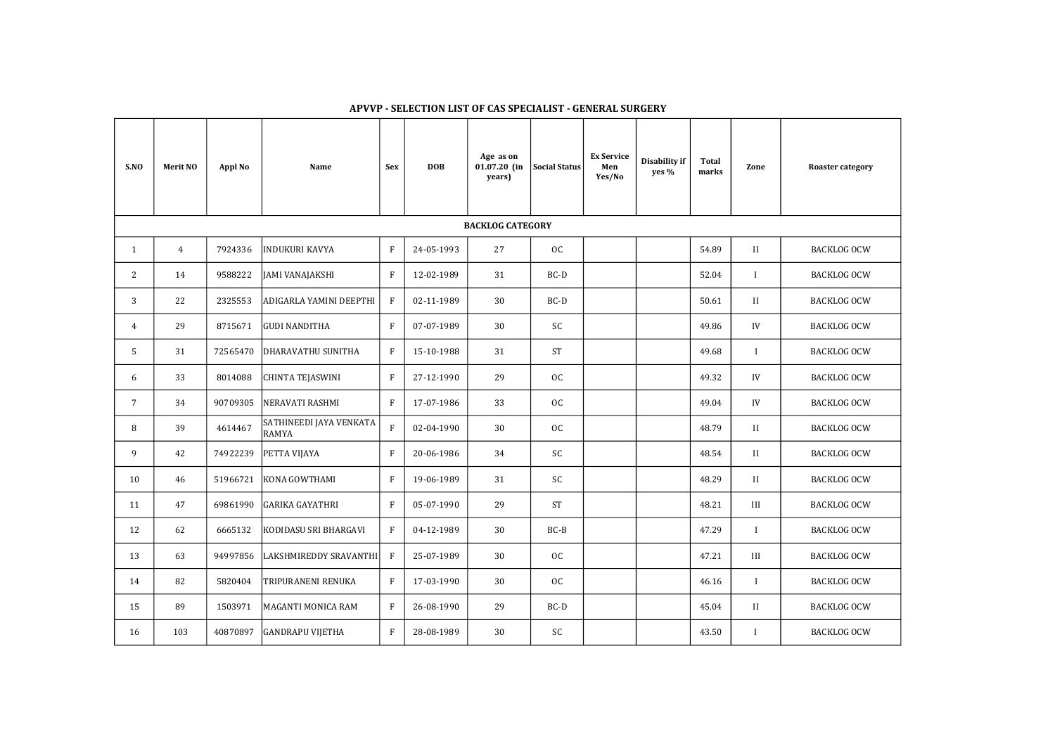## APVVP - SELECTION LIST OF CAS SPECIALIST - GENERAL SURGERY

| S.NO | Merit NO | Appl No | Name | Sex | DOB | Age as on 01.07.20 (in years) | Social Status | Ex Service Men Yes/No | Disability if yes % | Total marks | Zone | Roaster category |
|---|---|---|---|---|---|---|---|---|---|---|---|---|
| **BACKLOG CATEGORY** | | | | | | | | | | | | |
| 1 | 4 | 7924336 | INDUKURI KAVYA | F | 24-05-1993 | 27 | OC | | | 54.89 | II | BACKLOG OCW |
| 2 | 14 | 9588222 | JAMI VANAJAKSHI | F | 12-02-1989 | 31 | BC-D | | | 52.04 | I | BACKLOG OCW |
| 3 | 22 | 2325553 | ADIGARLA YAMINI DEEPTHI | F | 02-11-1989 | 30 | BC-D | | | 50.61 | II | BACKLOG OCW |
| 4 | 29 | 8715671 | GUDI NANDITHA | F | 07-07-1989 | 30 | SC | | | 49.86 | IV | BACKLOG OCW |
| 5 | 31 | 72565470 | DHARAVATHU SUNITHA | F | 15-10-1988 | 31 | ST | | | 49.68 | I | BACKLOG OCW |
| 6 | 33 | 8014088 | CHINTA TEJASWINI | F | 27-12-1990 | 29 | OC | | | 49.32 | IV | BACKLOG OCW |
| 7 | 34 | 90709305 | NERAVATI RASHMI | F | 17-07-1986 | 33 | OC | | | 49.04 | IV | BACKLOG OCW |
| 8 | 39 | 4614467 | SATHINEEDI JAYA VENKATA RAMYA | F | 02-04-1990 | 30 | OC | | | 48.79 | II | BACKLOG OCW |
| 9 | 42 | 74922239 | PETTA VIJAYA | F | 20-06-1986 | 34 | SC | | | 48.54 | II | BACKLOG OCW |
| 10 | 46 | 51966721 | KONA GOWTHAMI | F | 19-06-1989 | 31 | SC | | | 48.29 | II | BACKLOG OCW |
| 11 | 47 | 69861990 | GARIKA GAYATHRI | F | 05-07-1990 | 29 | ST | | | 48.21 | III | BACKLOG OCW |
| 12 | 62 | 6665132 | KODIDASU SRI BHARGAVI | F | 04-12-1989 | 30 | BC-B | | | 47.29 | I | BACKLOG OCW |
| 13 | 63 | 94997856 | LAKSHMIREDDY SRAVANTHI | F | 25-07-1989 | 30 | OC | | | 47.21 | III | BACKLOG OCW |
| 14 | 82 | 5820404 | TRIPURANENI RENUKA | F | 17-03-1990 | 30 | OC | | | 46.16 | I | BACKLOG OCW |
| 15 | 89 | 1503971 | MAGANTI MONICA RAM | F | 26-08-1990 | 29 | BC-D | | | 45.04 | II | BACKLOG OCW |
| 16 | 103 | 40870897 | GANDRAPU VIJETHA | F | 28-08-1989 | 30 | SC | | | 43.50 | I | BACKLOG OCW |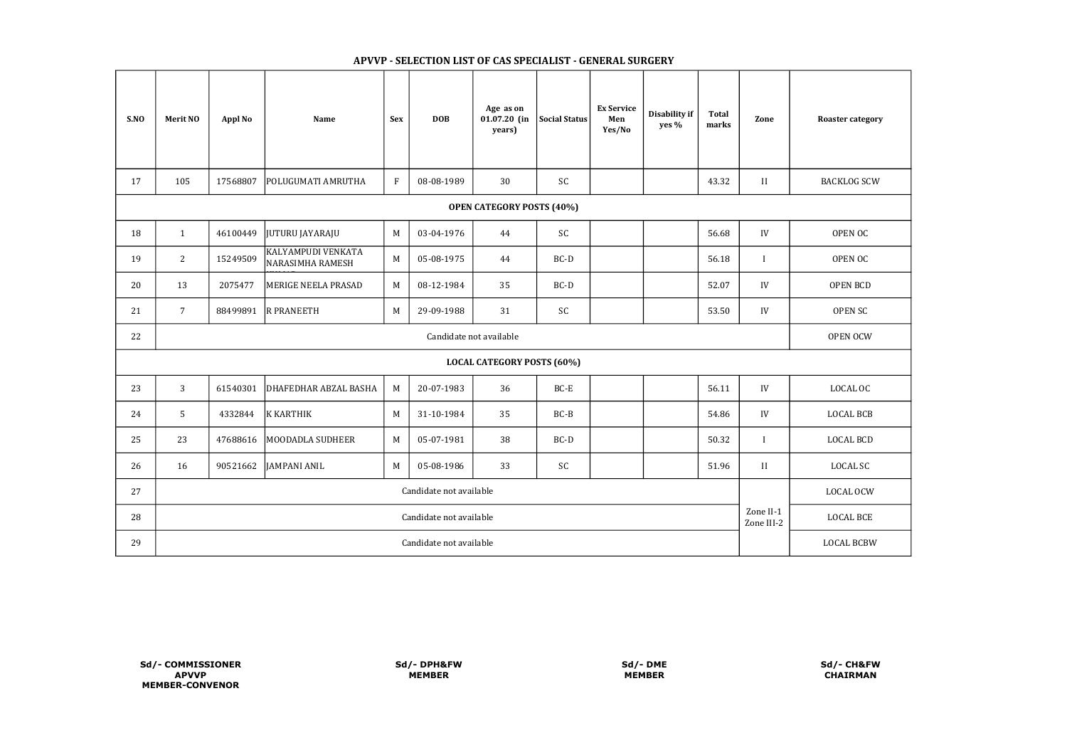## APVVP - SELECTION LIST OF CAS SPECIALIST - GENERAL SURGERY

| S.NO | Merit NO | Appl No | Name | Sex | DOB | Age as on 01.07.20 (in years) | Social Status | Ex Service Men Yes/No | Disability if yes % | Total marks | Zone | Roaster category |
|---|---|---|---|---|---|---|---|---|---|---|---|---|
| 17 | 105 | 17568807 | POLUGUMATI AMRUTHA | F | 08-08-1989 | 30 | SC | | | 43.32 | II | BACKLOG SCW |
| **OPEN CATEGORY POSTS (40%)** | | | | | | | | | | | | |
| 18 | 1 | 46100449 | JUTURU JAYARAJU | M | 03-04-1976 | 44 | SC | | | 56.68 | IV | OPEN OC |
| 19 | 2 | 15249509 | KALYAMPUDI VENKATA NARASIMHA RAMESH | M | 05-08-1975 | 44 | BC-D | | | 56.18 | I | OPEN OC |
| 20 | 13 | 2075477 | MERIGE NEELA PRASAD | M | 08-12-1984 | 35 | BC-D | | | 52.07 | IV | OPEN BCD |
| 21 | 7 | 88499891 | R PRANEETH | M | 29-09-1988 | 31 | SC | | | 53.50 | IV | OPEN SC |
| 22 | Candidate not available | | | | | | | | | | | OPEN OCW |
| **LOCAL CATEGORY POSTS (60%)** | | | | | | | | | | | | |
| 23 | 3 | 61540301 | DHAFEDHAR ABZAL BASHA | M | 20-07-1983 | 36 | BC-E | | | 56.11 | IV | LOCAL OC |
| 24 | 5 | 4332844 | K KARTHIK | M | 31-10-1984 | 35 | BC-B | | | 54.86 | IV | LOCAL BCB |
| 25 | 23 | 47688616 | MOODADLA SUDHEER | M | 05-07-1981 | 38 | BC-D | | | 50.32 | I | LOCAL BCD |
| 26 | 16 | 90521662 | JAMPANI ANIL | M | 05-08-1986 | 33 | SC | | | 51.96 | II | LOCAL SC |
| 27 | Candidate not available | | | | | | | | | | Zone II-1 Zone III-2 | LOCAL OCW |
| 28 | Candidate not available | | | | | | | | | | | LOCAL BCE |
| 29 | Candidate not available | | | | | | | | | | | LOCAL BCBW |

**Sd/- COMMISSIONER**
**APVVP**
**MEMBER-CONVENOR**

**Sd/- DPH&FW**
**MEMBER**

**Sd/- DME**
**MEMBER**

**Sd/- CH&FW**
**CHAIRMAN**